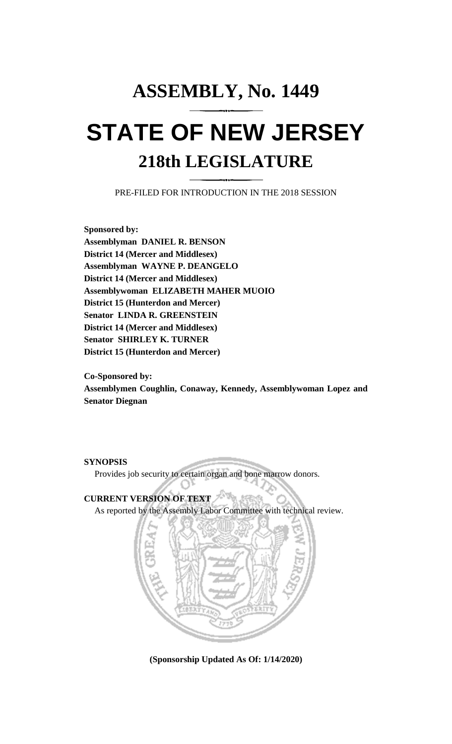# ASSEMBLY, No. 1449

# STATE OF NEW JERSEY

## 218th LEGISLATURE

PRE-FILED FOR INTRODUCTION IN THE 2018 SESSION

**Sponsored by:**
**Assemblyman DANIEL R. BENSON**
**District 14 (Mercer and Middlesex)**
**Assemblyman WAYNE P. DEANGELO**
**District 14 (Mercer and Middlesex)**
**Assemblywoman ELIZABETH MAHER MUOIO**
**District 15 (Hunterdon and Mercer)**
**Senator LINDA R. GREENSTEIN**
**District 14 (Mercer and Middlesex)**
**Senator SHIRLEY K. TURNER**
**District 15 (Hunterdon and Mercer)**

**Co-Sponsored by:**
**Assemblymen Coughlin, Conaway, Kennedy, Assemblywoman Lopez and Senator Diegnan**

**SYNOPSIS**

Provides job security to certain organ and bone marrow donors.

**CURRENT VERSION OF TEXT**

As reported by the Assembly Labor Committee with technical review.

**(Sponsorship Updated As Of: 1/14/2020)**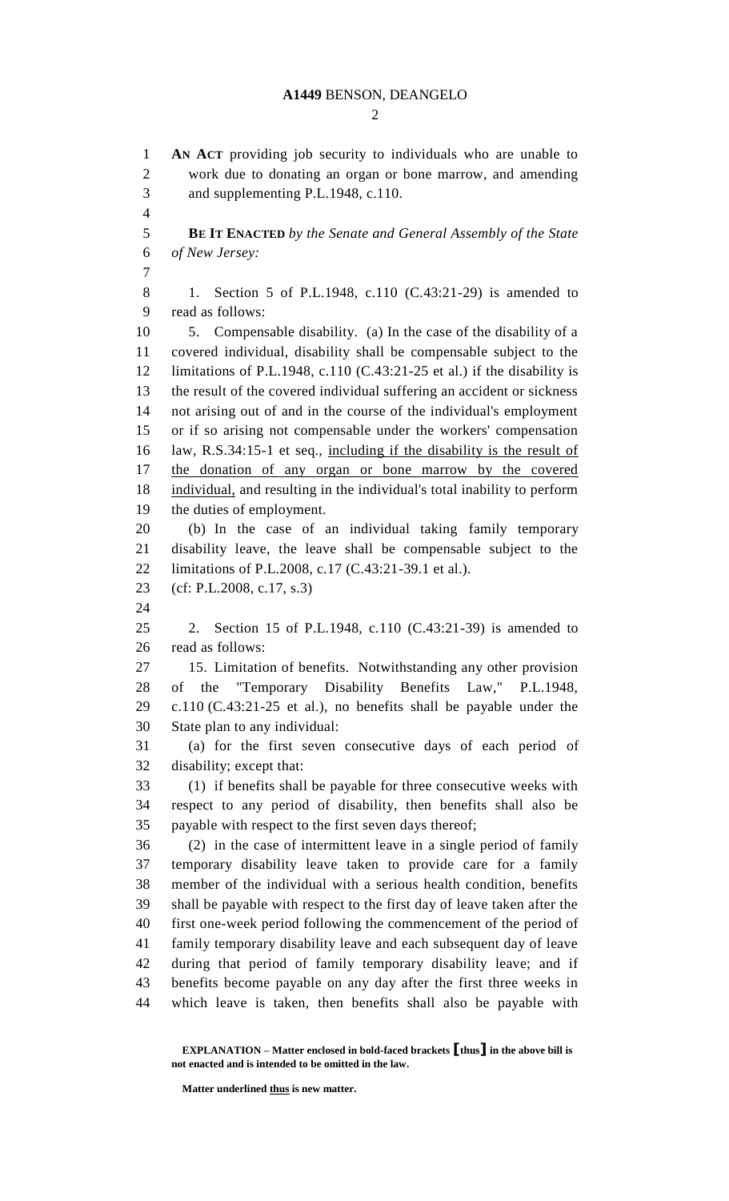**AN ACT** providing job security to individuals who are unable to work due to donating an organ or bone marrow, and amending and supplementing P.L.1948, c.110.

**BE IT ENACTED** *by the Senate and General Assembly of the State of New Jersey:*

1. Section 5 of P.L.1948, c.110 (C.43:21-29) is amended to read as follows:

5. Compensable disability. (a) In the case of the disability of a covered individual, disability shall be compensable subject to the limitations of P.L.1948, c.110 (C.43:21-25 et al.) if the disability is the result of the covered individual suffering an accident or sickness not arising out of and in the course of the individual's employment or if so arising not compensable under the workers' compensation law, R.S.34:15-1 et seq., <u>including if the disability is the result of the donation of any organ or bone marrow by the covered individual,</u> and resulting in the individual's total inability to perform the duties of employment.

(b) In the case of an individual taking family temporary disability leave, the leave shall be compensable subject to the limitations of P.L.2008, c.17 (C.43:21-39.1 et al.).

(cf: P.L.2008, c.17, s.3)

2. Section 15 of P.L.1948, c.110 (C.43:21-39) is amended to read as follows:

15. Limitation of benefits. Notwithstanding any other provision of the "Temporary Disability Benefits Law," P.L.1948, c.110 (C.43:21-25 et al.), no benefits shall be payable under the State plan to any individual:

(a) for the first seven consecutive days of each period of disability; except that:

(1) if benefits shall be payable for three consecutive weeks with respect to any period of disability, then benefits shall also be payable with respect to the first seven days thereof;

(2) in the case of intermittent leave in a single period of family temporary disability leave taken to provide care for a family member of the individual with a serious health condition, benefits shall be payable with respect to the first day of leave taken after the first one-week period following the commencement of the period of family temporary disability leave and each subsequent day of leave during that period of family temporary disability leave; and if benefits become payable on any day after the first three weeks in which leave is taken, then benefits shall also be payable with

**EXPLANATION – Matter enclosed in bold-faced brackets [thus] in the above bill is not enacted and is intended to be omitted in the law.**

**Matter underlined <u>thus</u> is new matter.**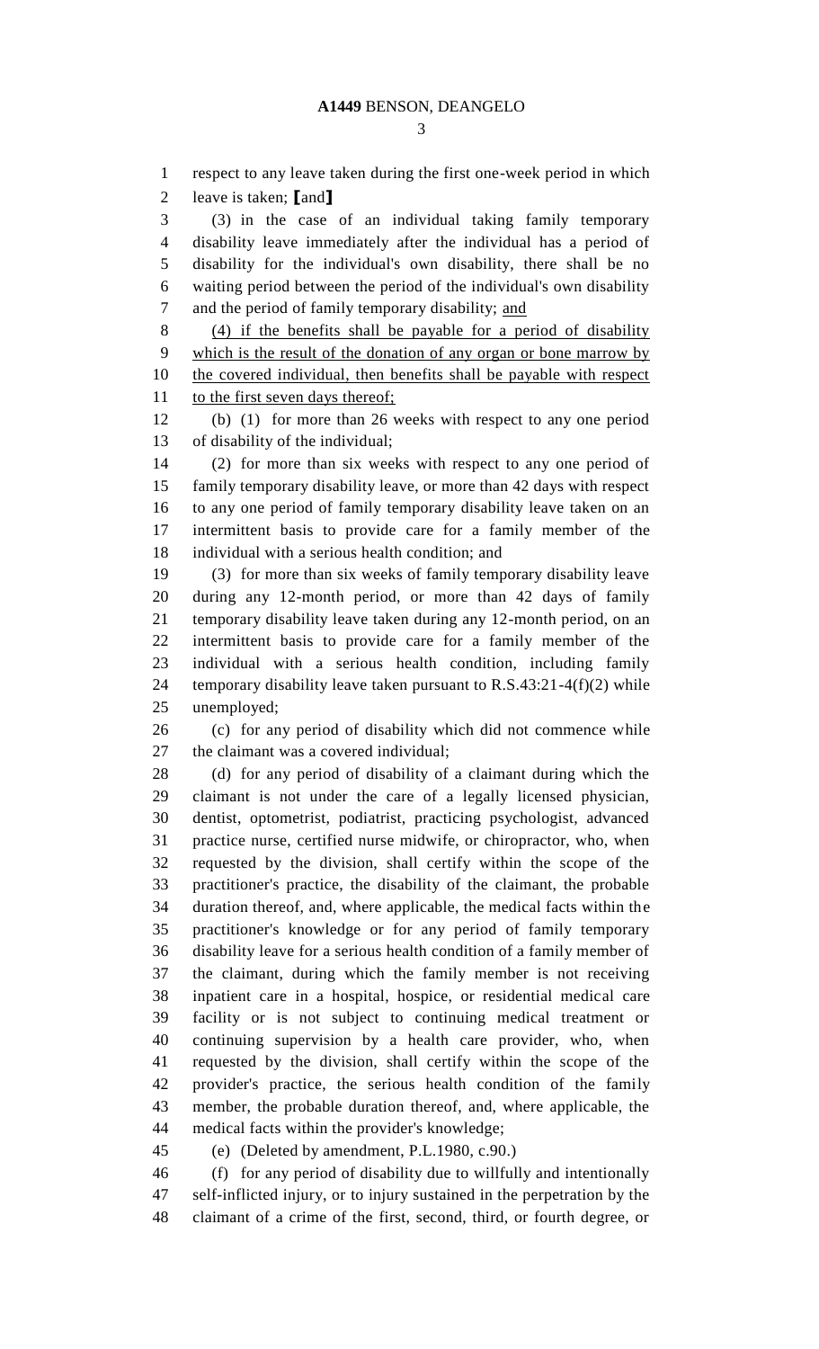respect to any leave taken during the first one-week period in which leave is taken; **[**and**]**

(3) in the case of an individual taking family temporary disability leave immediately after the individual has a period of disability for the individual's own disability, there shall be no waiting period between the period of the individual's own disability and the period of family temporary disability; <u>and</u>

<u>(4) if the benefits shall be payable for a period of disability which is the result of the donation of any organ or bone marrow by the covered individual, then benefits shall be payable with respect to the first seven days thereof;</u>

(b) (1) for more than 26 weeks with respect to any one period of disability of the individual;

(2) for more than six weeks with respect to any one period of family temporary disability leave, or more than 42 days with respect to any one period of family temporary disability leave taken on an intermittent basis to provide care for a family member of the individual with a serious health condition; and

(3) for more than six weeks of family temporary disability leave during any 12-month period, or more than 42 days of family temporary disability leave taken during any 12-month period, on an intermittent basis to provide care for a family member of the individual with a serious health condition, including family temporary disability leave taken pursuant to R.S.43:21-4(f)(2) while unemployed;

(c) for any period of disability which did not commence while the claimant was a covered individual;

(d) for any period of disability of a claimant during which the claimant is not under the care of a legally licensed physician, dentist, optometrist, podiatrist, practicing psychologist, advanced practice nurse, certified nurse midwife, or chiropractor, who, when requested by the division, shall certify within the scope of the practitioner's practice, the disability of the claimant, the probable duration thereof, and, where applicable, the medical facts within the practitioner's knowledge or for any period of family temporary disability leave for a serious health condition of a family member of the claimant, during which the family member is not receiving inpatient care in a hospital, hospice, or residential medical care facility or is not subject to continuing medical treatment or continuing supervision by a health care provider, who, when requested by the division, shall certify within the scope of the provider's practice, the serious health condition of the family member, the probable duration thereof, and, where applicable, the medical facts within the provider's knowledge;

(e) (Deleted by amendment, P.L.1980, c.90.)

(f) for any period of disability due to willfully and intentionally self-inflicted injury, or to injury sustained in the perpetration by the claimant of a crime of the first, second, third, or fourth degree, or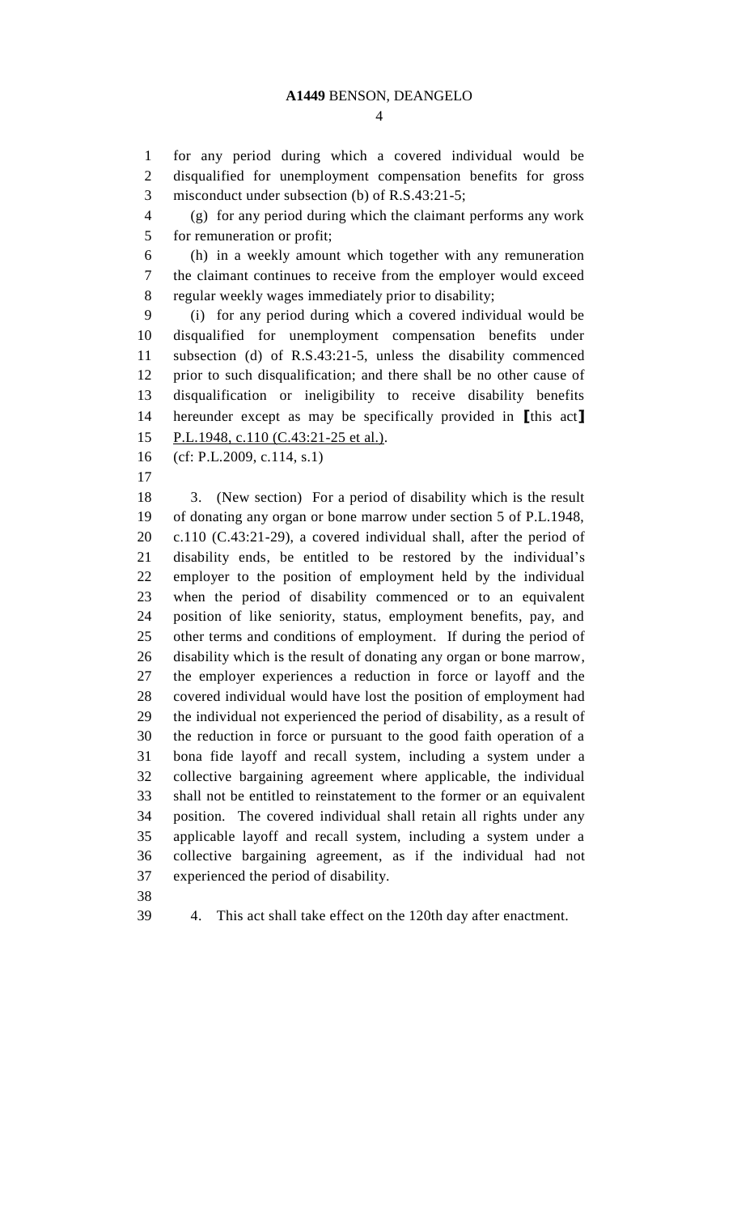for any period during which a covered individual would be disqualified for unemployment compensation benefits for gross misconduct under subsection (b) of R.S.43:21-5;

(g) for any period during which the claimant performs any work for remuneration or profit;

(h) in a weekly amount which together with any remuneration the claimant continues to receive from the employer would exceed regular weekly wages immediately prior to disability;

(i) for any period during which a covered individual would be disqualified for unemployment compensation benefits under subsection (d) of R.S.43:21-5, unless the disability commenced prior to such disqualification; and there shall be no other cause of disqualification or ineligibility to receive disability benefits hereunder except as may be specifically provided in [this act] P.L.1948, c.110 (C.43:21-25 et al.).

(cf: P.L.2009, c.114, s.1)

3. (New section) For a period of disability which is the result of donating any organ or bone marrow under section 5 of P.L.1948, c.110 (C.43:21-29), a covered individual shall, after the period of disability ends, be entitled to be restored by the individual's employer to the position of employment held by the individual when the period of disability commenced or to an equivalent position of like seniority, status, employment benefits, pay, and other terms and conditions of employment. If during the period of disability which is the result of donating any organ or bone marrow, the employer experiences a reduction in force or layoff and the covered individual would have lost the position of employment had the individual not experienced the period of disability, as a result of the reduction in force or pursuant to the good faith operation of a bona fide layoff and recall system, including a system under a collective bargaining agreement where applicable, the individual shall not be entitled to reinstatement to the former or an equivalent position. The covered individual shall retain all rights under any applicable layoff and recall system, including a system under a collective bargaining agreement, as if the individual had not experienced the period of disability.

4. This act shall take effect on the 120th day after enactment.